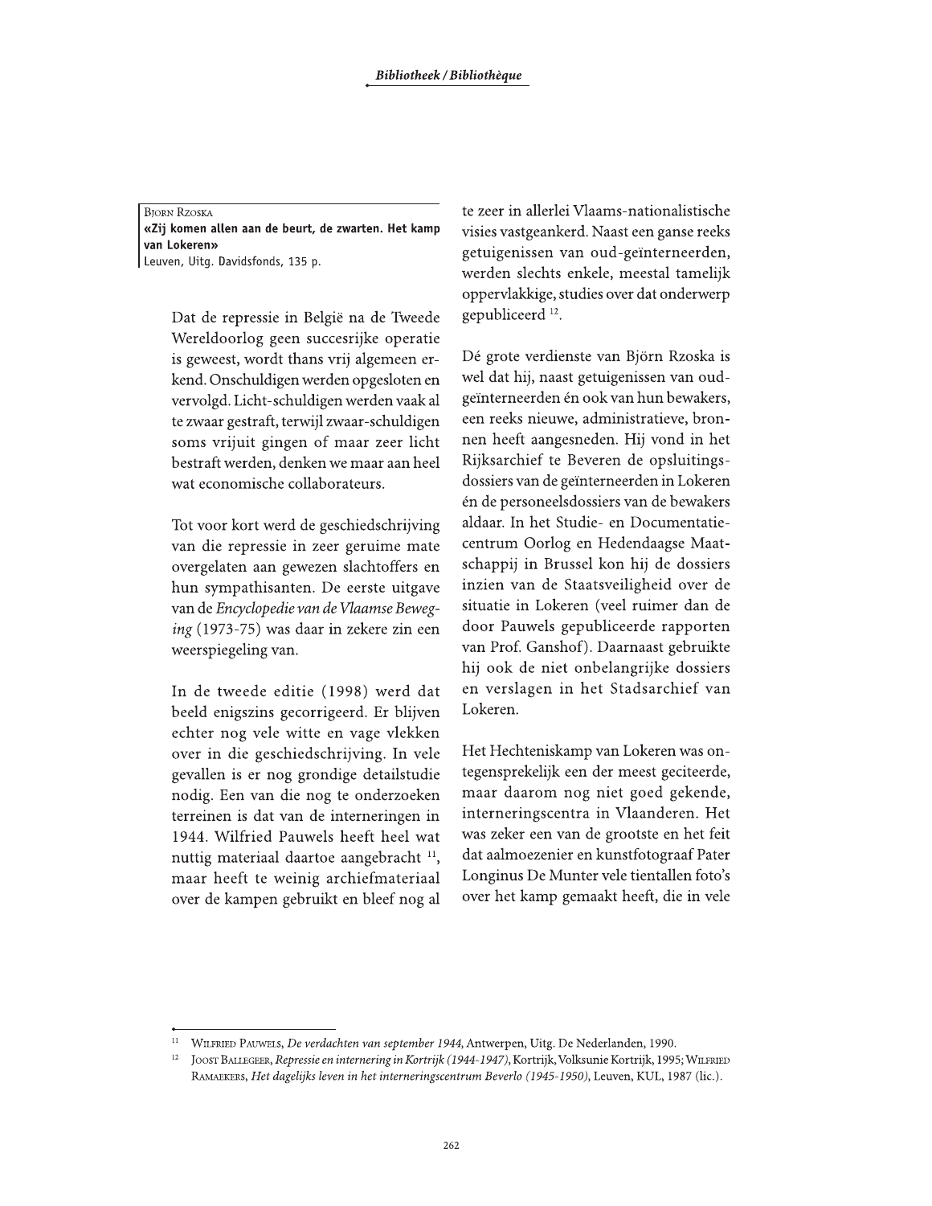Bjorn Rzoska
**«Zij komen allen aan de beurt, de zwarten. Het kamp van Lokeren»**
Leuven, Uitg. Davidsfonds, 135 p.

Dat de repressie in België na de Tweede Wereldoorlog geen succesrijke operatie is geweest, wordt thans vrij algemeen erkend. Onschuldigen werden opgesloten en vervolgd. Licht-schuldigen werden vaak al te zwaar gestraft, terwijl zwaar-schuldigen soms vrijuit gingen of maar zeer licht bestraft werden, denken we maar aan heel wat economische collaborateurs.

Tot voor kort werd de geschiedschrijving van die repressie in zeer geruime mate overgelaten aan gewezen slachtoffers en hun sympathisanten. De eerste uitgave van de *Encyclopedie van de Vlaamse Beweging* (1973-75) was daar in zekere zin een weerspiegeling van.

In de tweede editie (1998) werd dat beeld enigszins gecorrigeerd. Er blijven echter nog vele witte en vage vlekken over in die geschiedschrijving. In vele gevallen is er nog grondige detailstudie nodig. Een van die nog te onderzoeken terreinen is dat van de interneringen in 1944. Wilfried Pauwels heeft heel wat nuttig materiaal daartoe aangebracht [11], maar heeft te weinig archiefmateriaal over de kampen gebruikt en bleef nog al te zeer in allerlei Vlaams-nationalistische visies vastgeankerd. Naast een ganse reeks getuigenissen van oud-geïnterneerden, werden slechts enkele, meestal tamelijk oppervlakkige, studies over dat onderwerp gepubliceerd [12].

Dé grote verdienste van Björn Rzoska is wel dat hij, naast getuigenissen van oud-geïnterneerden én ook van hun bewakers, een reeks nieuwe, administratieve, bronnen heeft aangesneden. Hij vond in het Rijksarchief te Beveren de opsluitingsdossiers van de geïnterneerden in Lokeren én de personeelsdossiers van de bewakers aldaar. In het Studie- en Documentatiecentrum Oorlog en Hedendaagse Maatschappij in Brussel kon hij de dossiers inzien van de Staatsveiligheid over de situatie in Lokeren (veel ruimer dan de door Pauwels gepubliceerde rapporten van Prof. Ganshof). Daarnaast gebruikte hij ook de niet onbelangrijke dossiers en verslagen in het Stadsarchief van Lokeren.

Het Hechteniskamp van Lokeren was ontegensprekelijk een der meest geciteerde, maar daarom nog niet goed gekende, interneringscentra in Vlaanderen. Het was zeker een van de grootste en het feit dat aalmoezenier en kunstfotograaf Pater Longinus De Munter vele tientallen foto's over het kamp gemaakt heeft, die in vele

---

[11] Wilfried Pauwels, *De verdachten van september 1944*, Antwerpen, Uitg. De Nederlanden, 1990.

[12] Joost Ballegeer, *Repressie en internering in Kortrijk (1944-1947)*, Kortrijk, Volksunie Kortrijk, 1995; Wilfried Ramaekers, *Het dagelijks leven in het interneringscentrum Beverlo (1945-1950)*, Leuven, KUL, 1987 (lic.).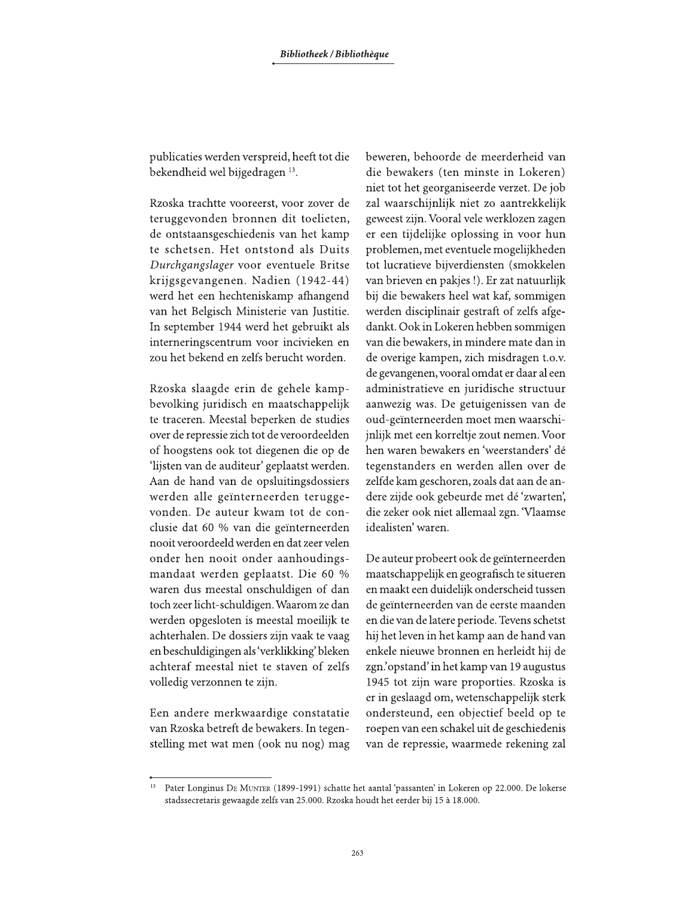publicaties werden verspreid, heeft tot die bekendheid wel bijgedragen [13].

Rzoska trachtte vooreerst, voor zover de teruggevonden bronnen dit toelieten, de ontstaansgeschiedenis van het kamp te schetsen. Het ontstond als Duits *Durchgangslager* voor eventuele Britse krijgsgevangenen. Nadien (1942-44) werd het een hechteniskamp afhangend van het Belgisch Ministerie van Justitie. In september 1944 werd het gebruikt als interneringscentrum voor incivieken en zou het bekend en zelfs berucht worden.

Rzoska slaagde erin de gehele kampbevolking juridisch en maatschappelijk te traceren. Meestal beperken de studies over de repressie zich tot de veroordeelden of hoogstens ook tot diegenen die op de 'lijsten van de auditeur' geplaatst werden. Aan de hand van de opsluitingsdossiers werden alle geïnterneerden teruggevonden. De auteur kwam tot de conclusie dat 60 % van die geïnterneerden nooit veroordeeld werden en dat zeer velen onder hen nooit onder aanhoudingsmandaat werden geplaatst. Die 60 % waren dus meestal onschuldigen of dan toch zeer licht-schuldigen. Waarom ze dan werden opgesloten is meestal moeilijk te achterhalen. De dossiers zijn vaak te vaag en beschuldigingen als 'verklikking' bleken achteraf meestal niet te staven of zelfs volledig verzonnen te zijn.

Een andere merkwaardige constatatie van Rzoska betreft de bewakers. In tegenstelling met wat men (ook nu nog) mag beweren, behoorde de meerderheid van die bewakers (ten minste in Lokeren) niet tot het georganiseerde verzet. De job zal waarschijnlijk niet zo aantrekkelijk geweest zijn. Vooral vele werklozen zagen er een tijdelijke oplossing in voor hun problemen, met eventuele mogelijkheden tot lucratieve bijverdiensten (smokkelen van brieven en pakjes !). Er zat natuurlijk bij die bewakers heel wat kaf, sommigen werden disciplinair gestraft of zelfs afgedankt. Ook in Lokeren hebben sommigen van die bewakers, in mindere mate dan in de overige kampen, zich misdragen t.o.v. de gevangenen, vooral omdat er daar al een administratieve en juridische structuur aanwezig was. De getuigenissen van de oud-geïnterneerden moet men waarschijnlijk met een korreltje zout nemen. Voor hen waren bewakers en 'weerstanders' dé tegenstanders en werden allen over de zelfde kam geschoren, zoals dat aan de andere zijde ook gebeurde met dé 'zwarten', die zeker ook niet allemaal zgn. 'Vlaamse idealisten' waren.

De auteur probeert ook de geïnterneerden maatschappelijk en geografisch te situeren en maakt een duidelijk onderscheid tussen de geïnterneerden van de eerste maanden en die van de latere periode. Tevens schetst hij het leven in het kamp aan de hand van enkele nieuwe bronnen en herleidt hij de zgn.'opstand' in het kamp van 19 augustus 1945 tot zijn ware proporties. Rzoska is er in geslaagd om, wetenschappelijk sterk ondersteund, een objectief beeld op te roepen van een schakel uit de geschiedenis van de repressie, waarmede rekening zal

---

[13] Pater Longinus De Munter (1899-1991) schatte het aantal 'passanten' in Lokeren op 22.000. De lokerse stadssecretaris gewaagde zelfs van 25.000. Rzoska houdt het eerder bij 15 à 18.000.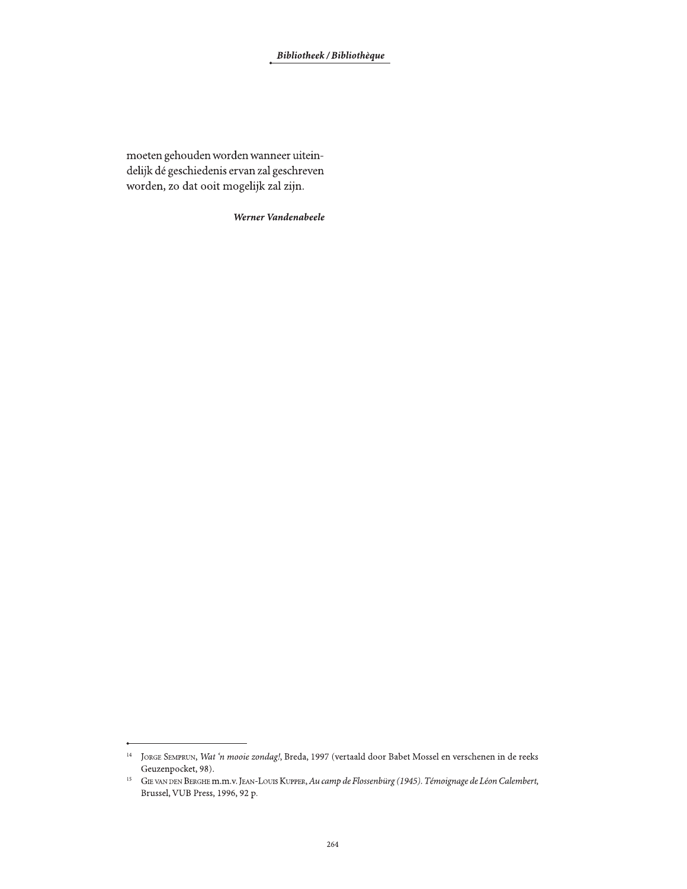moeten gehouden worden wanneer uiteindelijk dé geschiedenis ervan zal geschreven worden, zo dat ooit mogelijk zal zijn.

***Werner Vandenabeele***

---

[14] Jorge Semprun, *Wat 'n mooie zondag!*, Breda, 1997 (vertaald door Babet Mossel en verschenen in de reeks Geuzenpocket, 98).

[15] Gie van den Berghe m.m.v. Jean-Louis Kupper, *Au camp de Flossenbürg (1945). Témoignage de Léon Calembert*, Brussel, VUB Press, 1996, 92 p.